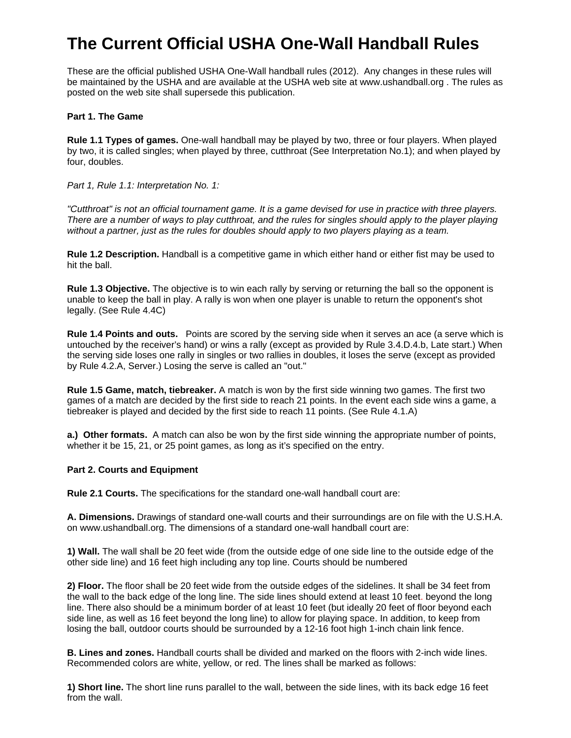# The Current Official USHA One-Wall Handball Rules

These are the official published USHA One-Wall handball rules (2012). Any changes in these rules will be maintained by the USHA and are available at the USHA web site at www.ushandball.org . The rules as posted on the web site shall supersede this publication.

**Part 1. The Game**

**Rule 1.1 Types of games.** One-wall handball may be played by two, three or four players. When played by two, it is called singles; when played by three, cutthroat (See Interpretation No.1); and when played by four, doubles.

*Part 1, Rule 1.1: Interpretation No. 1:*

*"Cutthroat" is not an official tournament game. It is a game devised for use in practice with three players. There are a number of ways to play cutthroat, and the rules for singles should apply to the player playing without a partner, just as the rules for doubles should apply to two players playing as a team.*

**Rule 1.2 Description.** Handball is a competitive game in which either hand or either fist may be used to hit the ball.

**Rule 1.3 Objective.** The objective is to win each rally by serving or returning the ball so the opponent is unable to keep the ball in play. A rally is won when one player is unable to return the opponent's shot legally. (See Rule 4.4C)

**Rule 1.4 Points and outs.** Points are scored by the serving side when it serves an ace (a serve which is untouched by the receiver's hand) or wins a rally (except as provided by Rule 3.4.D.4.b, Late start.) When the serving side loses one rally in singles or two rallies in doubles, it loses the serve (except as provided by Rule 4.2.A, Server.) Losing the serve is called an "out."

**Rule 1.5 Game, match, tiebreaker.** A match is won by the first side winning two games. The first two games of a match are decided by the first side to reach 21 points. In the event each side wins a game, a tiebreaker is played and decided by the first side to reach 11 points. (See Rule 4.1.A)

**a.) Other formats.** A match can also be won by the first side winning the appropriate number of points, whether it be 15, 21, or 25 point games, as long as it's specified on the entry.

**Part 2. Courts and Equipment**

**Rule 2.1 Courts.** The specifications for the standard one-wall handball court are:

**A. Dimensions.** Drawings of standard one-wall courts and their surroundings are on file with the U.S.H.A. on www.ushandball.org. The dimensions of a standard one-wall handball court are:

**1) Wall.** The wall shall be 20 feet wide (from the outside edge of one side line to the outside edge of the other side line) and 16 feet high including any top line. Courts should be numbered

**2) Floor.** The floor shall be 20 feet wide from the outside edges of the sidelines. It shall be 34 feet from the wall to the back edge of the long line. The side lines should extend at least 10 feet. beyond the long line. There also should be a minimum border of at least 10 feet (but ideally 20 feet of floor beyond each side line, as well as 16 feet beyond the long line) to allow for playing space. In addition, to keep from losing the ball, outdoor courts should be surrounded by a 12-16 foot high 1-inch chain link fence.

**B. Lines and zones.** Handball courts shall be divided and marked on the floors with 2-inch wide lines. Recommended colors are white, yellow, or red. The lines shall be marked as follows:

**1) Short line.** The short line runs parallel to the wall, between the side lines, with its back edge 16 feet from the wall.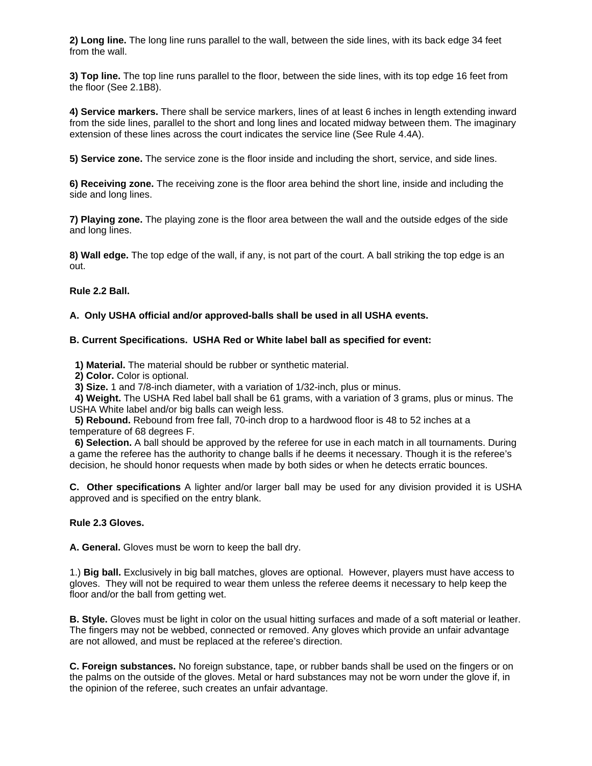**2) Long line.** The long line runs parallel to the wall, between the side lines, with its back edge 34 feet from the wall.

**3) Top line.** The top line runs parallel to the floor, between the side lines, with its top edge 16 feet from the floor (See 2.1B8).

**4) Service markers.** There shall be service markers, lines of at least 6 inches in length extending inward from the side lines, parallel to the short and long lines and located midway between them. The imaginary extension of these lines across the court indicates the service line (See Rule 4.4A).

**5) Service zone.** The service zone is the floor inside and including the short, service, and side lines.

**6) Receiving zone.** The receiving zone is the floor area behind the short line, inside and including the side and long lines.

**7) Playing zone.** The playing zone is the floor area between the wall and the outside edges of the side and long lines.

**8) Wall edge.** The top edge of the wall, if any, is not part of the court. A ball striking the top edge is an out.

**Rule 2.2 Ball.**

**A. Only USHA official and/or approved-balls shall be used in all USHA events.**

**B. Current Specifications. USHA Red or White label ball as specified for event:**

**1) Material.** The material should be rubber or synthetic material.
**2) Color.** Color is optional.
**3) Size.** 1 and 7/8-inch diameter, with a variation of 1/32-inch, plus or minus.
**4) Weight.** The USHA Red label ball shall be 61 grams, with a variation of 3 grams, plus or minus. The USHA White label and/or big balls can weigh less.
**5) Rebound.** Rebound from free fall, 70-inch drop to a hardwood floor is 48 to 52 inches at a temperature of 68 degrees F.
**6) Selection.** A ball should be approved by the referee for use in each match in all tournaments. During a game the referee has the authority to change balls if he deems it necessary. Though it is the referee's decision, he should honor requests when made by both sides or when he detects erratic bounces.

**C. Other specifications** A lighter and/or larger ball may be used for any division provided it is USHA approved and is specified on the entry blank.

**Rule 2.3 Gloves.**

**A. General.** Gloves must be worn to keep the ball dry.

1.) **Big ball.** Exclusively in big ball matches, gloves are optional. However, players must have access to gloves. They will not be required to wear them unless the referee deems it necessary to help keep the floor and/or the ball from getting wet.

**B. Style.** Gloves must be light in color on the usual hitting surfaces and made of a soft material or leather. The fingers may not be webbed, connected or removed. Any gloves which provide an unfair advantage are not allowed, and must be replaced at the referee's direction.

**C. Foreign substances.** No foreign substance, tape, or rubber bands shall be used on the fingers or on the palms on the outside of the gloves. Metal or hard substances may not be worn under the glove if, in the opinion of the referee, such creates an unfair advantage.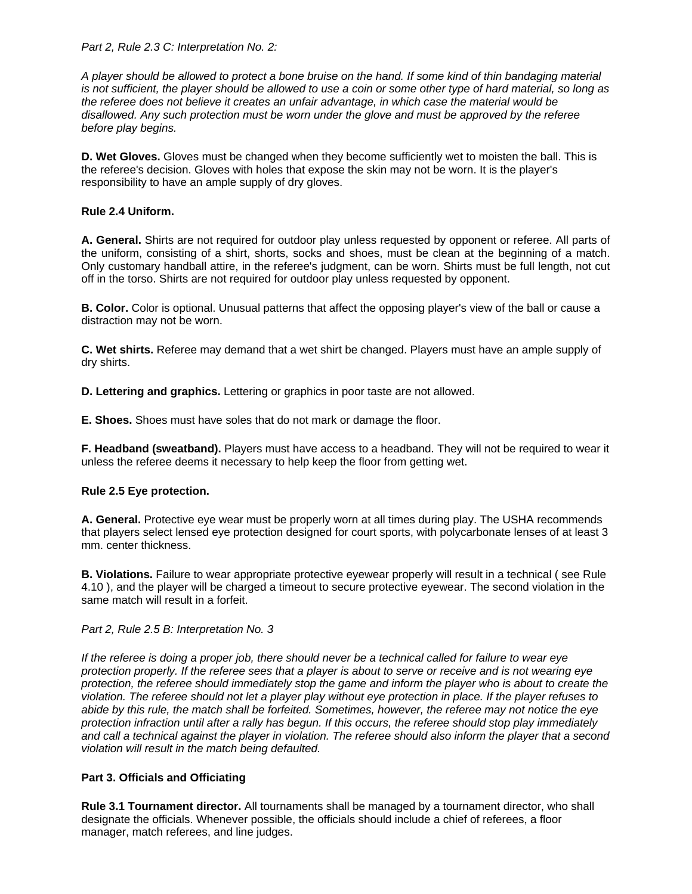*Part 2, Rule 2.3 C: Interpretation No. 2:*

*A player should be allowed to protect a bone bruise on the hand. If some kind of thin bandaging material is not sufficient, the player should be allowed to use a coin or some other type of hard material, so long as the referee does not believe it creates an unfair advantage, in which case the material would be disallowed. Any such protection must be worn under the glove and must be approved by the referee before play begins.*

**D. Wet Gloves.** Gloves must be changed when they become sufficiently wet to moisten the ball. This is the referee's decision. Gloves with holes that expose the skin may not be worn. It is the player's responsibility to have an ample supply of dry gloves.

**Rule 2.4 Uniform.**

**A. General.** Shirts are not required for outdoor play unless requested by opponent or referee. All parts of the uniform, consisting of a shirt, shorts, socks and shoes, must be clean at the beginning of a match. Only customary handball attire, in the referee's judgment, can be worn. Shirts must be full length, not cut off in the torso. Shirts are not required for outdoor play unless requested by opponent.

**B. Color.** Color is optional. Unusual patterns that affect the opposing player's view of the ball or cause a distraction may not be worn.

**C. Wet shirts.** Referee may demand that a wet shirt be changed. Players must have an ample supply of dry shirts.

**D. Lettering and graphics.** Lettering or graphics in poor taste are not allowed.

**E. Shoes.** Shoes must have soles that do not mark or damage the floor.

**F. Headband (sweatband).** Players must have access to a headband. They will not be required to wear it unless the referee deems it necessary to help keep the floor from getting wet.

**Rule 2.5 Eye protection.**

**A. General.** Protective eye wear must be properly worn at all times during play. The USHA recommends that players select lensed eye protection designed for court sports, with polycarbonate lenses of at least 3 mm. center thickness.

**B. Violations.** Failure to wear appropriate protective eyewear properly will result in a technical ( see Rule 4.10 ), and the player will be charged a timeout to secure protective eyewear. The second violation in the same match will result in a forfeit.

*Part 2, Rule 2.5 B: Interpretation No. 3*

*If the referee is doing a proper job, there should never be a technical called for failure to wear eye protection properly. If the referee sees that a player is about to serve or receive and is not wearing eye protection, the referee should immediately stop the game and inform the player who is about to create the violation. The referee should not let a player play without eye protection in place. If the player refuses to abide by this rule, the match shall be forfeited. Sometimes, however, the referee may not notice the eye protection infraction until after a rally has begun. If this occurs, the referee should stop play immediately and call a technical against the player in violation. The referee should also inform the player that a second violation will result in the match being defaulted.*

**Part 3. Officials and Officiating**

**Rule 3.1 Tournament director.** All tournaments shall be managed by a tournament director, who shall designate the officials. Whenever possible, the officials should include a chief of referees, a floor manager, match referees, and line judges.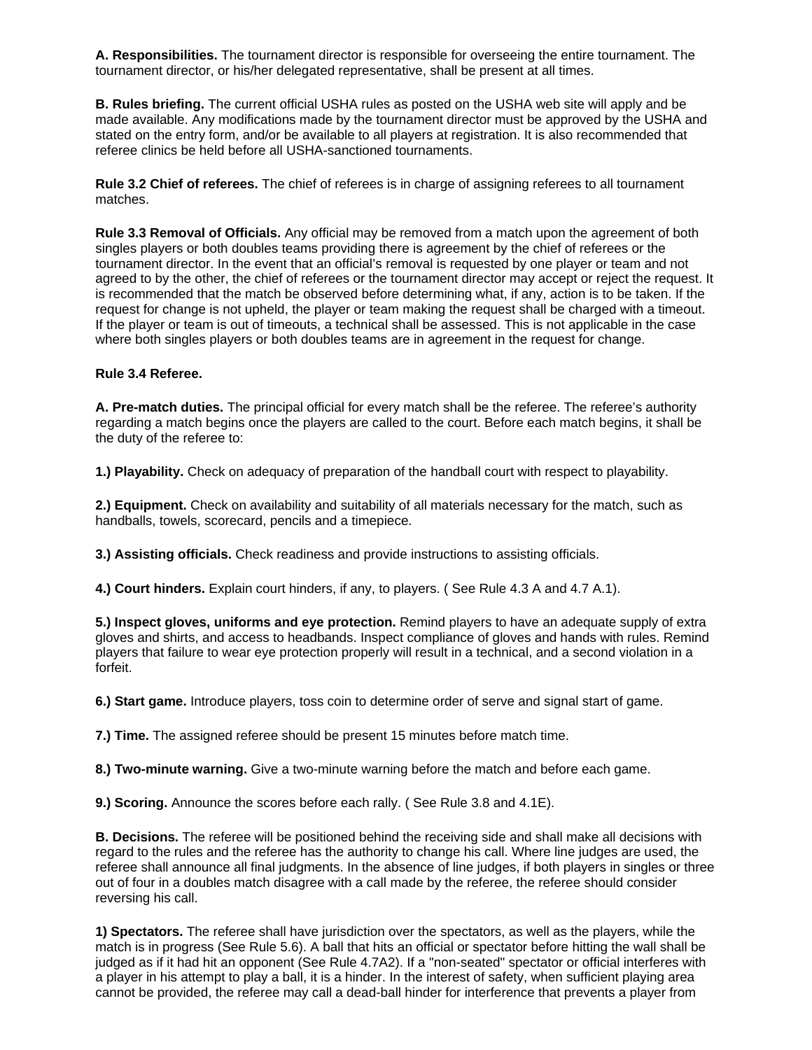**A. Responsibilities.** The tournament director is responsible for overseeing the entire tournament. The tournament director, or his/her delegated representative, shall be present at all times.

**B. Rules briefing.** The current official USHA rules as posted on the USHA web site will apply and be made available. Any modifications made by the tournament director must be approved by the USHA and stated on the entry form, and/or be available to all players at registration. It is also recommended that referee clinics be held before all USHA-sanctioned tournaments.

**Rule 3.2 Chief of referees.** The chief of referees is in charge of assigning referees to all tournament matches.

**Rule 3.3 Removal of Officials.** Any official may be removed from a match upon the agreement of both singles players or both doubles teams providing there is agreement by the chief of referees or the tournament director. In the event that an official's removal is requested by one player or team and not agreed to by the other, the chief of referees or the tournament director may accept or reject the request. It is recommended that the match be observed before determining what, if any, action is to be taken. If the request for change is not upheld, the player or team making the request shall be charged with a timeout. If the player or team is out of timeouts, a technical shall be assessed. This is not applicable in the case where both singles players or both doubles teams are in agreement in the request for change.

**Rule 3.4 Referee.**

**A. Pre-match duties.** The principal official for every match shall be the referee. The referee's authority regarding a match begins once the players are called to the court. Before each match begins, it shall be the duty of the referee to:

**1.) Playability.** Check on adequacy of preparation of the handball court with respect to playability.

**2.) Equipment.** Check on availability and suitability of all materials necessary for the match, such as handballs, towels, scorecard, pencils and a timepiece.

**3.) Assisting officials.** Check readiness and provide instructions to assisting officials.

**4.) Court hinders.** Explain court hinders, if any, to players. ( See Rule 4.3 A and 4.7 A.1).

**5.) Inspect gloves, uniforms and eye protection.** Remind players to have an adequate supply of extra gloves and shirts, and access to headbands. Inspect compliance of gloves and hands with rules. Remind players that failure to wear eye protection properly will result in a technical, and a second violation in a forfeit.

**6.) Start game.** Introduce players, toss coin to determine order of serve and signal start of game.

**7.) Time.** The assigned referee should be present 15 minutes before match time.

**8.) Two-minute warning.** Give a two-minute warning before the match and before each game.

**9.) Scoring.** Announce the scores before each rally. ( See Rule 3.8 and 4.1E).

**B. Decisions.** The referee will be positioned behind the receiving side and shall make all decisions with regard to the rules and the referee has the authority to change his call. Where line judges are used, the referee shall announce all final judgments. In the absence of line judges, if both players in singles or three out of four in a doubles match disagree with a call made by the referee, the referee should consider reversing his call.

**1) Spectators.** The referee shall have jurisdiction over the spectators, as well as the players, while the match is in progress (See Rule 5.6). A ball that hits an official or spectator before hitting the wall shall be judged as if it had hit an opponent (See Rule 4.7A2). If a "non-seated" spectator or official interferes with a player in his attempt to play a ball, it is a hinder. In the interest of safety, when sufficient playing area cannot be provided, the referee may call a dead-ball hinder for interference that prevents a player from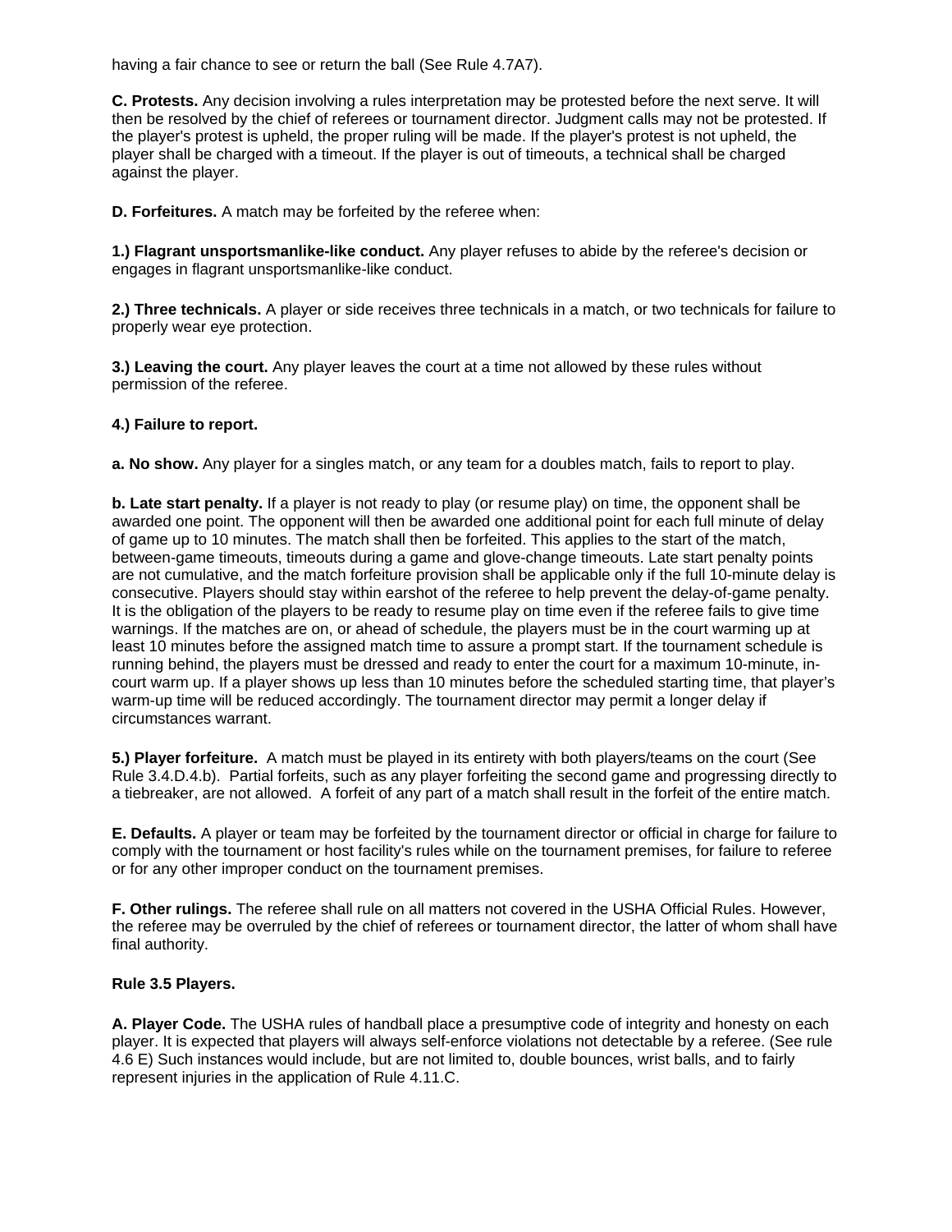having a fair chance to see or return the ball (See Rule 4.7A7).

**C. Protests.** Any decision involving a rules interpretation may be protested before the next serve. It will then be resolved by the chief of referees or tournament director. Judgment calls may not be protested. If the player's protest is upheld, the proper ruling will be made. If the player's protest is not upheld, the player shall be charged with a timeout. If the player is out of timeouts, a technical shall be charged against the player.

**D. Forfeitures.** A match may be forfeited by the referee when:

**1.) Flagrant unsportsmanlike-like conduct.** Any player refuses to abide by the referee's decision or engages in flagrant unsportsmanlike-like conduct.

**2.) Three technicals.** A player or side receives three technicals in a match, or two technicals for failure to properly wear eye protection.

**3.) Leaving the court.** Any player leaves the court at a time not allowed by these rules without permission of the referee.

**4.) Failure to report.**

**a. No show.** Any player for a singles match, or any team for a doubles match, fails to report to play.

**b. Late start penalty.** If a player is not ready to play (or resume play) on time, the opponent shall be awarded one point. The opponent will then be awarded one additional point for each full minute of delay of game up to 10 minutes. The match shall then be forfeited. This applies to the start of the match, between-game timeouts, timeouts during a game and glove-change timeouts. Late start penalty points are not cumulative, and the match forfeiture provision shall be applicable only if the full 10-minute delay is consecutive. Players should stay within earshot of the referee to help prevent the delay-of-game penalty. It is the obligation of the players to be ready to resume play on time even if the referee fails to give time warnings. If the matches are on, or ahead of schedule, the players must be in the court warming up at least 10 minutes before the assigned match time to assure a prompt start. If the tournament schedule is running behind, the players must be dressed and ready to enter the court for a maximum 10-minute, in-court warm up. If a player shows up less than 10 minutes before the scheduled starting time, that player's warm-up time will be reduced accordingly. The tournament director may permit a longer delay if circumstances warrant.

**5.) Player forfeiture.** A match must be played in its entirety with both players/teams on the court (See Rule 3.4.D.4.b). Partial forfeits, such as any player forfeiting the second game and progressing directly to a tiebreaker, are not allowed. A forfeit of any part of a match shall result in the forfeit of the entire match.

**E. Defaults.** A player or team may be forfeited by the tournament director or official in charge for failure to comply with the tournament or host facility's rules while on the tournament premises, for failure to referee or for any other improper conduct on the tournament premises.

**F. Other rulings.** The referee shall rule on all matters not covered in the USHA Official Rules. However, the referee may be overruled by the chief of referees or tournament director, the latter of whom shall have final authority.

**Rule 3.5 Players.**

**A. Player Code.** The USHA rules of handball place a presumptive code of integrity and honesty on each player. It is expected that players will always self-enforce violations not detectable by a referee. (See rule 4.6 E) Such instances would include, but are not limited to, double bounces, wrist balls, and to fairly represent injuries in the application of Rule 4.11.C.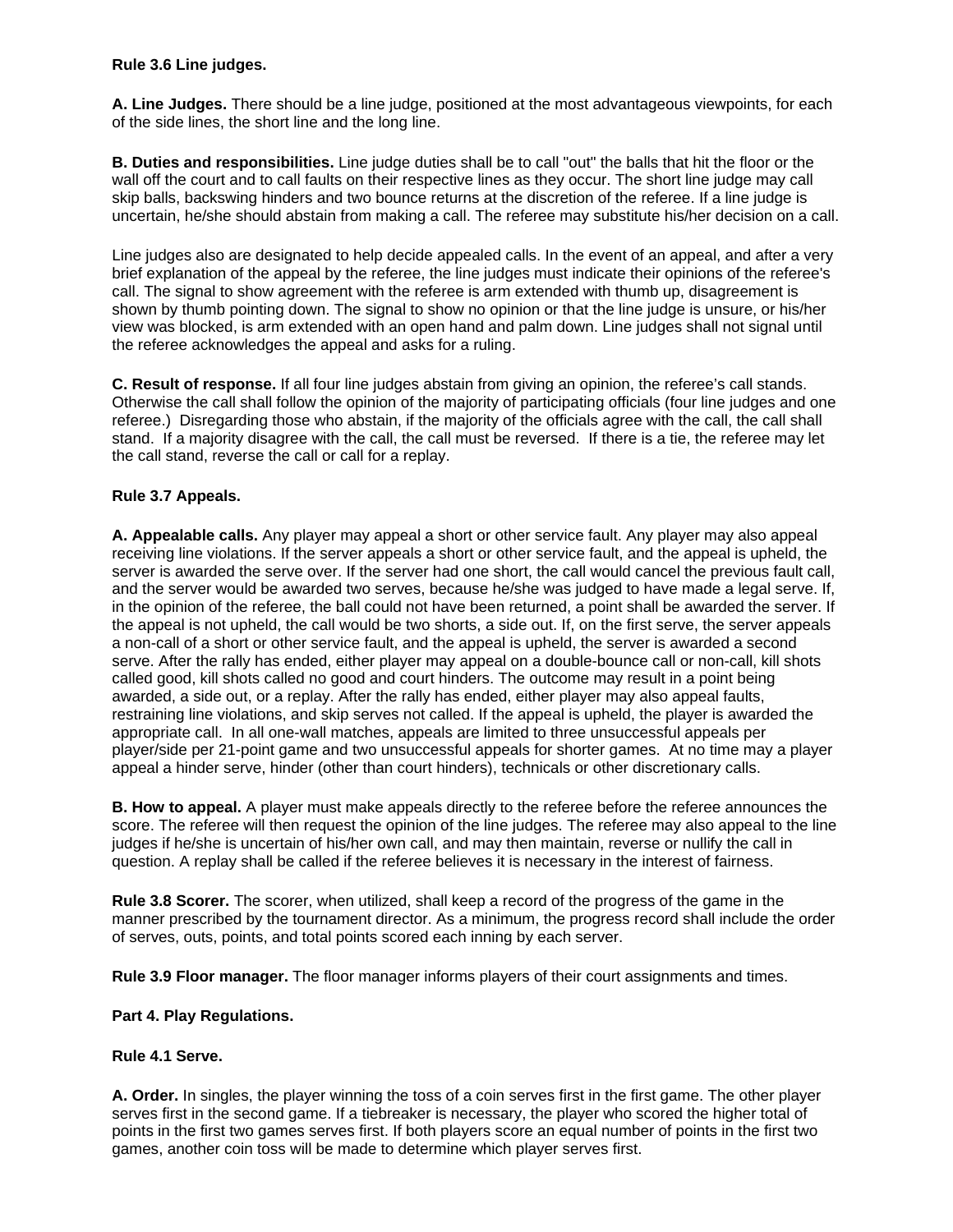**Rule 3.6 Line judges.**

**A. Line Judges.** There should be a line judge, positioned at the most advantageous viewpoints, for each of the side lines, the short line and the long line.

**B. Duties and responsibilities.** Line judge duties shall be to call "out" the balls that hit the floor or the wall off the court and to call faults on their respective lines as they occur. The short line judge may call skip balls, backswing hinders and two bounce returns at the discretion of the referee. If a line judge is uncertain, he/she should abstain from making a call. The referee may substitute his/her decision on a call.

Line judges also are designated to help decide appealed calls. In the event of an appeal, and after a very brief explanation of the appeal by the referee, the line judges must indicate their opinions of the referee's call. The signal to show agreement with the referee is arm extended with thumb up, disagreement is shown by thumb pointing down. The signal to show no opinion or that the line judge is unsure, or his/her view was blocked, is arm extended with an open hand and palm down. Line judges shall not signal until the referee acknowledges the appeal and asks for a ruling.

**C. Result of response.** If all four line judges abstain from giving an opinion, the referee's call stands. Otherwise the call shall follow the opinion of the majority of participating officials (four line judges and one referee.) Disregarding those who abstain, if the majority of the officials agree with the call, the call shall stand. If a majority disagree with the call, the call must be reversed. If there is a tie, the referee may let the call stand, reverse the call or call for a replay.

**Rule 3.7 Appeals.**

**A. Appealable calls.** Any player may appeal a short or other service fault. Any player may also appeal receiving line violations. If the server appeals a short or other service fault, and the appeal is upheld, the server is awarded the serve over. If the server had one short, the call would cancel the previous fault call, and the server would be awarded two serves, because he/she was judged to have made a legal serve. If, in the opinion of the referee, the ball could not have been returned, a point shall be awarded the server. If the appeal is not upheld, the call would be two shorts, a side out. If, on the first serve, the server appeals a non-call of a short or other service fault, and the appeal is upheld, the server is awarded a second serve. After the rally has ended, either player may appeal on a double-bounce call or non-call, kill shots called good, kill shots called no good and court hinders. The outcome may result in a point being awarded, a side out, or a replay. After the rally has ended, either player may also appeal faults, restraining line violations, and skip serves not called. If the appeal is upheld, the player is awarded the appropriate call. In all one-wall matches, appeals are limited to three unsuccessful appeals per player/side per 21-point game and two unsuccessful appeals for shorter games. At no time may a player appeal a hinder serve, hinder (other than court hinders), technicals or other discretionary calls.

**B. How to appeal.** A player must make appeals directly to the referee before the referee announces the score. The referee will then request the opinion of the line judges. The referee may also appeal to the line judges if he/she is uncertain of his/her own call, and may then maintain, reverse or nullify the call in question. A replay shall be called if the referee believes it is necessary in the interest of fairness.

**Rule 3.8 Scorer.** The scorer, when utilized, shall keep a record of the progress of the game in the manner prescribed by the tournament director. As a minimum, the progress record shall include the order of serves, outs, points, and total points scored each inning by each server.

**Rule 3.9 Floor manager.** The floor manager informs players of their court assignments and times.

**Part 4. Play Regulations.**

**Rule 4.1 Serve.**

**A. Order.** In singles, the player winning the toss of a coin serves first in the first game. The other player serves first in the second game. If a tiebreaker is necessary, the player who scored the higher total of points in the first two games serves first. If both players score an equal number of points in the first two games, another coin toss will be made to determine which player serves first.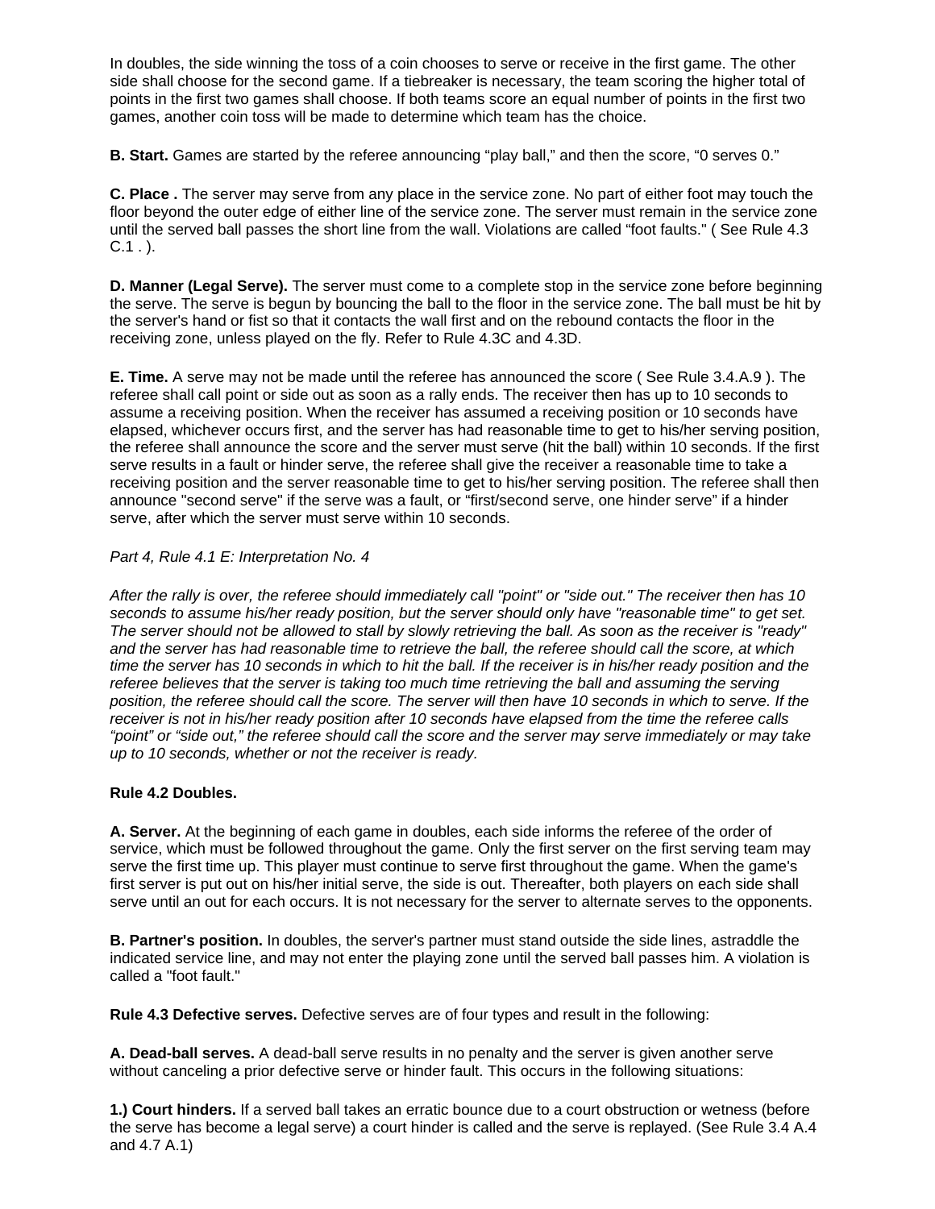In doubles, the side winning the toss of a coin chooses to serve or receive in the first game. The other side shall choose for the second game. If a tiebreaker is necessary, the team scoring the higher total of points in the first two games shall choose. If both teams score an equal number of points in the first two games, another coin toss will be made to determine which team has the choice.

**B. Start.** Games are started by the referee announcing "play ball," and then the score, "0 serves 0."

**C. Place .** The server may serve from any place in the service zone. No part of either foot may touch the floor beyond the outer edge of either line of the service zone. The server must remain in the service zone until the served ball passes the short line from the wall. Violations are called "foot faults." ( See Rule 4.3 C.1 . ).

**D. Manner (Legal Serve).** The server must come to a complete stop in the service zone before beginning the serve. The serve is begun by bouncing the ball to the floor in the service zone. The ball must be hit by the server's hand or fist so that it contacts the wall first and on the rebound contacts the floor in the receiving zone, unless played on the fly. Refer to Rule 4.3C and 4.3D.

**E. Time.** A serve may not be made until the referee has announced the score ( See Rule 3.4.A.9 ). The referee shall call point or side out as soon as a rally ends. The receiver then has up to 10 seconds to assume a receiving position. When the receiver has assumed a receiving position or 10 seconds have elapsed, whichever occurs first, and the server has had reasonable time to get to his/her serving position, the referee shall announce the score and the server must serve (hit the ball) within 10 seconds. If the first serve results in a fault or hinder serve, the referee shall give the receiver a reasonable time to take a receiving position and the server reasonable time to get to his/her serving position. The referee shall then announce "second serve" if the serve was a fault, or "first/second serve, one hinder serve" if a hinder serve, after which the server must serve within 10 seconds.

*Part 4, Rule 4.1 E: Interpretation No. 4*

*After the rally is over, the referee should immediately call "point" or "side out." The receiver then has 10 seconds to assume his/her ready position, but the server should only have "reasonable time" to get set. The server should not be allowed to stall by slowly retrieving the ball. As soon as the receiver is "ready" and the server has had reasonable time to retrieve the ball, the referee should call the score, at which time the server has 10 seconds in which to hit the ball. If the receiver is in his/her ready position and the referee believes that the server is taking too much time retrieving the ball and assuming the serving position, the referee should call the score. The server will then have 10 seconds in which to serve. If the receiver is not in his/her ready position after 10 seconds have elapsed from the time the referee calls "point" or "side out," the referee should call the score and the server may serve immediately or may take up to 10 seconds, whether or not the receiver is ready.*

**Rule 4.2 Doubles.**

**A. Server.** At the beginning of each game in doubles, each side informs the referee of the order of service, which must be followed throughout the game. Only the first server on the first serving team may serve the first time up. This player must continue to serve first throughout the game. When the game's first server is put out on his/her initial serve, the side is out. Thereafter, both players on each side shall serve until an out for each occurs. It is not necessary for the server to alternate serves to the opponents.

**B. Partner's position.** In doubles, the server's partner must stand outside the side lines, astraddle the indicated service line, and may not enter the playing zone until the served ball passes him. A violation is called a "foot fault."

**Rule 4.3 Defective serves.** Defective serves are of four types and result in the following:

**A. Dead-ball serves.** A dead-ball serve results in no penalty and the server is given another serve without canceling a prior defective serve or hinder fault. This occurs in the following situations:

**1.) Court hinders.** If a served ball takes an erratic bounce due to a court obstruction or wetness (before the serve has become a legal serve) a court hinder is called and the serve is replayed. (See Rule 3.4 A.4 and 4.7 A.1)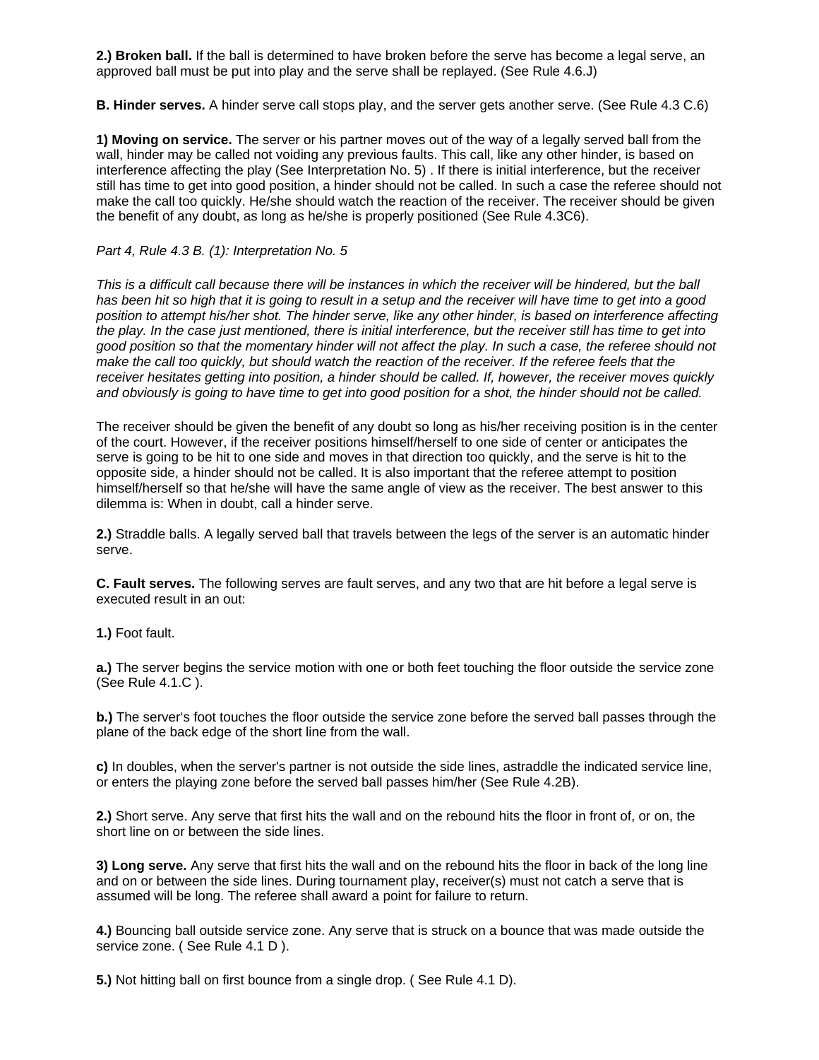**2.) Broken ball.** If the ball is determined to have broken before the serve has become a legal serve, an approved ball must be put into play and the serve shall be replayed. (See Rule 4.6.J)

**B. Hinder serves.** A hinder serve call stops play, and the server gets another serve. (See Rule 4.3 C.6)

**1) Moving on service.** The server or his partner moves out of the way of a legally served ball from the wall, hinder may be called not voiding any previous faults. This call, like any other hinder, is based on interference affecting the play (See Interpretation No. 5) . If there is initial interference, but the receiver still has time to get into good position, a hinder should not be called. In such a case the referee should not make the call too quickly. He/she should watch the reaction of the receiver. The receiver should be given the benefit of any doubt, as long as he/she is properly positioned (See Rule 4.3C6).

*Part 4, Rule 4.3 B. (1): Interpretation No. 5*

*This is a difficult call because there will be instances in which the receiver will be hindered, but the ball has been hit so high that it is going to result in a setup and the receiver will have time to get into a good position to attempt his/her shot. The hinder serve, like any other hinder, is based on interference affecting the play. In the case just mentioned, there is initial interference, but the receiver still has time to get into good position so that the momentary hinder will not affect the play. In such a case, the referee should not make the call too quickly, but should watch the reaction of the receiver. If the referee feels that the receiver hesitates getting into position, a hinder should be called. If, however, the receiver moves quickly and obviously is going to have time to get into good position for a shot, the hinder should not be called.*

The receiver should be given the benefit of any doubt so long as his/her receiving position is in the center of the court. However, if the receiver positions himself/herself to one side of center or anticipates the serve is going to be hit to one side and moves in that direction too quickly, and the serve is hit to the opposite side, a hinder should not be called. It is also important that the referee attempt to position himself/herself so that he/she will have the same angle of view as the receiver. The best answer to this dilemma is: When in doubt, call a hinder serve.

**2.)** Straddle balls. A legally served ball that travels between the legs of the server is an automatic hinder serve.

**C. Fault serves.** The following serves are fault serves, and any two that are hit before a legal serve is executed result in an out:

**1.)** Foot fault.

**a.)** The server begins the service motion with one or both feet touching the floor outside the service zone (See Rule 4.1.C ).

**b.)** The server's foot touches the floor outside the service zone before the served ball passes through the plane of the back edge of the short line from the wall.

**c)** In doubles, when the server's partner is not outside the side lines, astraddle the indicated service line, or enters the playing zone before the served ball passes him/her (See Rule 4.2B).

**2.)** Short serve. Any serve that first hits the wall and on the rebound hits the floor in front of, or on, the short line on or between the side lines.

**3) Long serve.** Any serve that first hits the wall and on the rebound hits the floor in back of the long line and on or between the side lines. During tournament play, receiver(s) must not catch a serve that is assumed will be long. The referee shall award a point for failure to return.

**4.)** Bouncing ball outside service zone. Any serve that is struck on a bounce that was made outside the service zone. ( See Rule 4.1 D ).

**5.)** Not hitting ball on first bounce from a single drop. ( See Rule 4.1 D).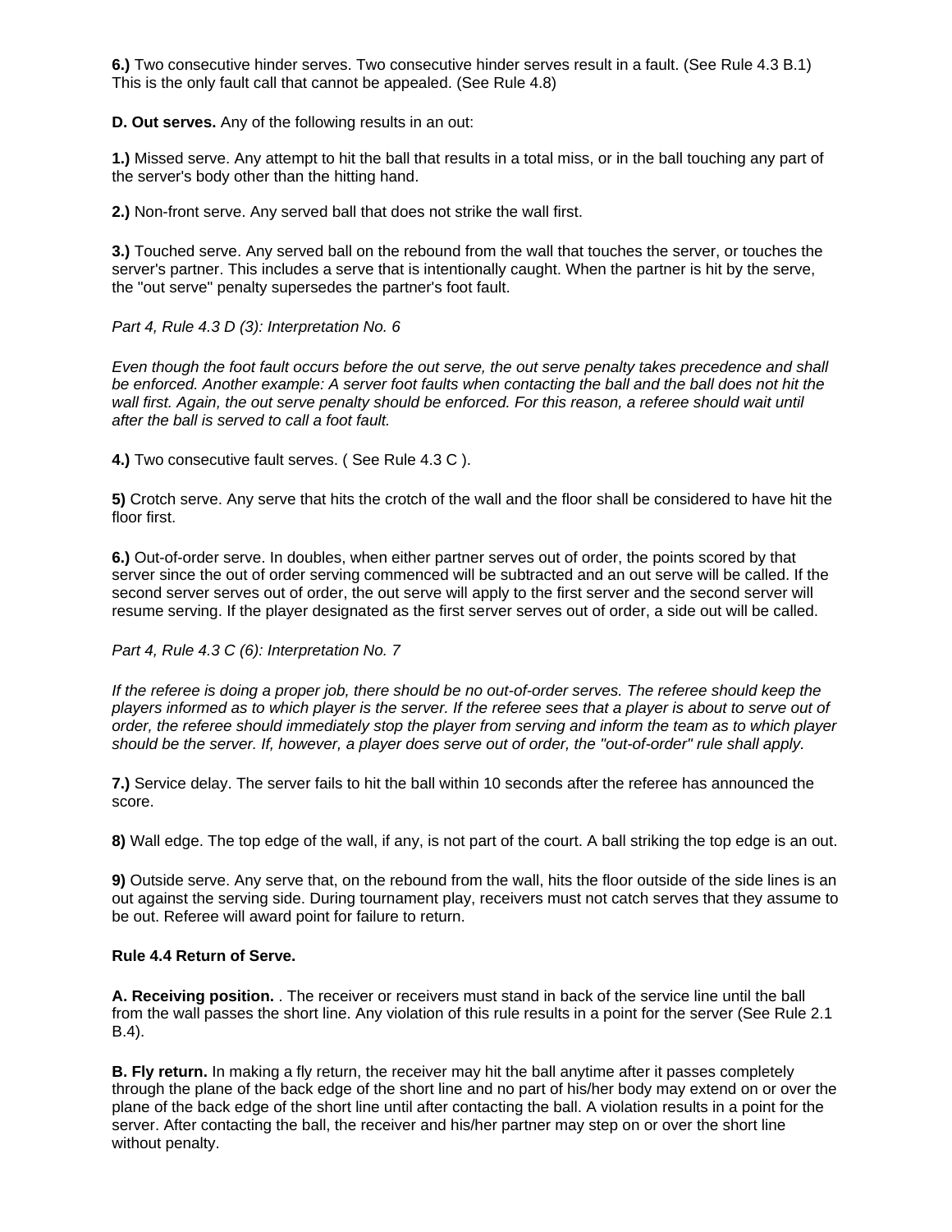**6.)** Two consecutive hinder serves. Two consecutive hinder serves result in a fault. (See Rule 4.3 B.1) This is the only fault call that cannot be appealed. (See Rule 4.8)

**D. Out serves.** Any of the following results in an out:

**1.)** Missed serve. Any attempt to hit the ball that results in a total miss, or in the ball touching any part of the server's body other than the hitting hand.

**2.)** Non-front serve. Any served ball that does not strike the wall first.

**3.)** Touched serve. Any served ball on the rebound from the wall that touches the server, or touches the server's partner. This includes a serve that is intentionally caught. When the partner is hit by the serve, the "out serve" penalty supersedes the partner's foot fault.

*Part 4, Rule 4.3 D (3): Interpretation No. 6*

*Even though the foot fault occurs before the out serve, the out serve penalty takes precedence and shall be enforced. Another example: A server foot faults when contacting the ball and the ball does not hit the wall first. Again, the out serve penalty should be enforced. For this reason, a referee should wait until after the ball is served to call a foot fault.*

**4.)** Two consecutive fault serves. ( See Rule 4.3 C ).

**5)** Crotch serve. Any serve that hits the crotch of the wall and the floor shall be considered to have hit the floor first.

**6.)** Out-of-order serve. In doubles, when either partner serves out of order, the points scored by that server since the out of order serving commenced will be subtracted and an out serve will be called. If the second server serves out of order, the out serve will apply to the first server and the second server will resume serving. If the player designated as the first server serves out of order, a side out will be called.

*Part 4, Rule 4.3 C (6): Interpretation No. 7*

*If the referee is doing a proper job, there should be no out-of-order serves. The referee should keep the players informed as to which player is the server. If the referee sees that a player is about to serve out of order, the referee should immediately stop the player from serving and inform the team as to which player should be the server. If, however, a player does serve out of order, the "out-of-order" rule shall apply.*

**7.)** Service delay. The server fails to hit the ball within 10 seconds after the referee has announced the score.

**8)** Wall edge. The top edge of the wall, if any, is not part of the court. A ball striking the top edge is an out.

**9)** Outside serve. Any serve that, on the rebound from the wall, hits the floor outside of the side lines is an out against the serving side. During tournament play, receivers must not catch serves that they assume to be out. Referee will award point for failure to return.

**Rule 4.4 Return of Serve.**

**A. Receiving position.** . The receiver or receivers must stand in back of the service line until the ball from the wall passes the short line. Any violation of this rule results in a point for the server (See Rule 2.1 B.4).

**B. Fly return.** In making a fly return, the receiver may hit the ball anytime after it passes completely through the plane of the back edge of the short line and no part of his/her body may extend on or over the plane of the back edge of the short line until after contacting the ball. A violation results in a point for the server. After contacting the ball, the receiver and his/her partner may step on or over the short line without penalty.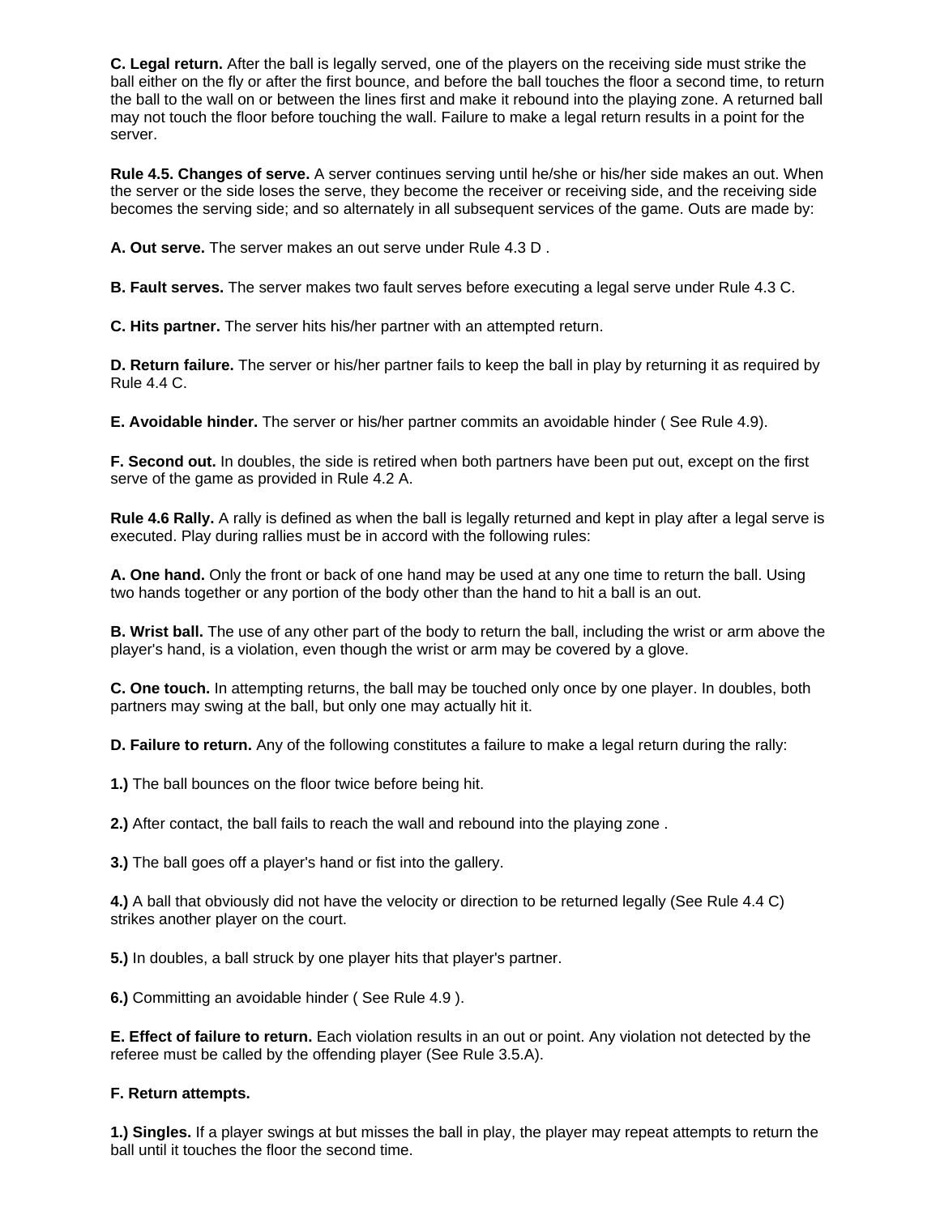**C. Legal return.** After the ball is legally served, one of the players on the receiving side must strike the ball either on the fly or after the first bounce, and before the ball touches the floor a second time, to return the ball to the wall on or between the lines first and make it rebound into the playing zone. A returned ball may not touch the floor before touching the wall. Failure to make a legal return results in a point for the server.

**Rule 4.5. Changes of serve.** A server continues serving until he/she or his/her side makes an out. When the server or the side loses the serve, they become the receiver or receiving side, and the receiving side becomes the serving side; and so alternately in all subsequent services of the game. Outs are made by:

**A. Out serve.** The server makes an out serve under Rule 4.3 D .

**B. Fault serves.** The server makes two fault serves before executing a legal serve under Rule 4.3 C.

**C. Hits partner.** The server hits his/her partner with an attempted return.

**D. Return failure.** The server or his/her partner fails to keep the ball in play by returning it as required by Rule 4.4 C.

**E. Avoidable hinder.** The server or his/her partner commits an avoidable hinder ( See Rule 4.9).

**F. Second out.** In doubles, the side is retired when both partners have been put out, except on the first serve of the game as provided in Rule 4.2 A.

**Rule 4.6 Rally.** A rally is defined as when the ball is legally returned and kept in play after a legal serve is executed. Play during rallies must be in accord with the following rules:

**A. One hand.** Only the front or back of one hand may be used at any one time to return the ball. Using two hands together or any portion of the body other than the hand to hit a ball is an out.

**B. Wrist ball.** The use of any other part of the body to return the ball, including the wrist or arm above the player's hand, is a violation, even though the wrist or arm may be covered by a glove.

**C. One touch.** In attempting returns, the ball may be touched only once by one player. In doubles, both partners may swing at the ball, but only one may actually hit it.

**D. Failure to return.** Any of the following constitutes a failure to make a legal return during the rally:

**1.)** The ball bounces on the floor twice before being hit.

**2.)** After contact, the ball fails to reach the wall and rebound into the playing zone .

**3.)** The ball goes off a player's hand or fist into the gallery.

**4.)** A ball that obviously did not have the velocity or direction to be returned legally (See Rule 4.4 C) strikes another player on the court.

**5.)** In doubles, a ball struck by one player hits that player's partner.

**6.)** Committing an avoidable hinder ( See Rule 4.9 ).

**E. Effect of failure to return.** Each violation results in an out or point. Any violation not detected by the referee must be called by the offending player (See Rule 3.5.A).

**F. Return attempts.**

**1.) Singles.** If a player swings at but misses the ball in play, the player may repeat attempts to return the ball until it touches the floor the second time.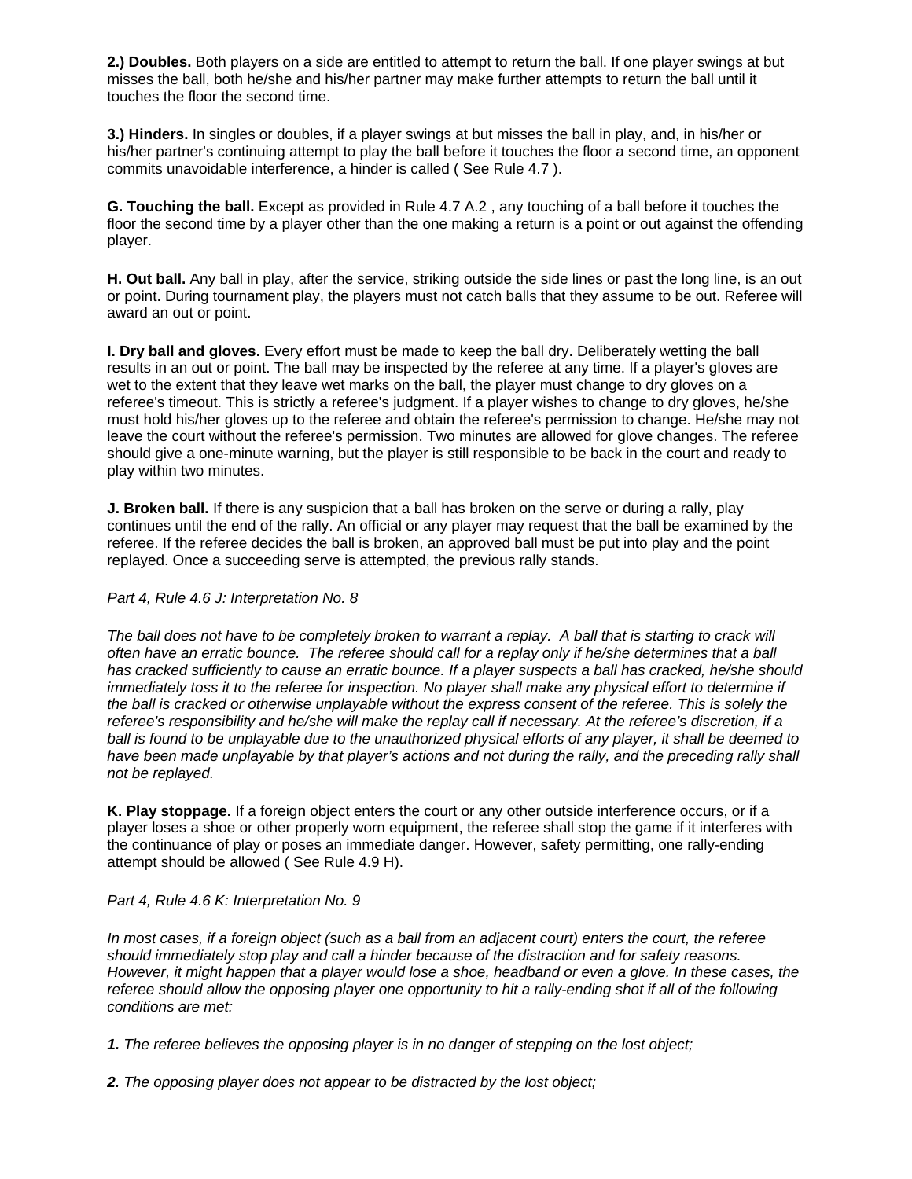**2.) Doubles.** Both players on a side are entitled to attempt to return the ball. If one player swings at but misses the ball, both he/she and his/her partner may make further attempts to return the ball until it touches the floor the second time.

**3.) Hinders.** In singles or doubles, if a player swings at but misses the ball in play, and, in his/her or his/her partner's continuing attempt to play the ball before it touches the floor a second time, an opponent commits unavoidable interference, a hinder is called ( See Rule 4.7 ).

**G. Touching the ball.** Except as provided in Rule 4.7 A.2 , any touching of a ball before it touches the floor the second time by a player other than the one making a return is a point or out against the offending player.

**H. Out ball.** Any ball in play, after the service, striking outside the side lines or past the long line, is an out or point. During tournament play, the players must not catch balls that they assume to be out. Referee will award an out or point.

**I. Dry ball and gloves.** Every effort must be made to keep the ball dry. Deliberately wetting the ball results in an out or point. The ball may be inspected by the referee at any time. If a player's gloves are wet to the extent that they leave wet marks on the ball, the player must change to dry gloves on a referee's timeout. This is strictly a referee's judgment. If a player wishes to change to dry gloves, he/she must hold his/her gloves up to the referee and obtain the referee's permission to change. He/she may not leave the court without the referee's permission. Two minutes are allowed for glove changes. The referee should give a one-minute warning, but the player is still responsible to be back in the court and ready to play within two minutes.

**J. Broken ball.** If there is any suspicion that a ball has broken on the serve or during a rally, play continues until the end of the rally. An official or any player may request that the ball be examined by the referee. If the referee decides the ball is broken, an approved ball must be put into play and the point replayed. Once a succeeding serve is attempted, the previous rally stands.

*Part 4, Rule 4.6 J: Interpretation No. 8*

*The ball does not have to be completely broken to warrant a replay. A ball that is starting to crack will often have an erratic bounce. The referee should call for a replay only if he/she determines that a ball has cracked sufficiently to cause an erratic bounce. If a player suspects a ball has cracked, he/she should immediately toss it to the referee for inspection. No player shall make any physical effort to determine if the ball is cracked or otherwise unplayable without the express consent of the referee. This is solely the referee's responsibility and he/she will make the replay call if necessary. At the referee's discretion, if a ball is found to be unplayable due to the unauthorized physical efforts of any player, it shall be deemed to have been made unplayable by that player's actions and not during the rally, and the preceding rally shall not be replayed.*

**K. Play stoppage.** If a foreign object enters the court or any other outside interference occurs, or if a player loses a shoe or other properly worn equipment, the referee shall stop the game if it interferes with the continuance of play or poses an immediate danger. However, safety permitting, one rally-ending attempt should be allowed ( See Rule 4.9 H).

*Part 4, Rule 4.6 K: Interpretation No. 9*

*In most cases, if a foreign object (such as a ball from an adjacent court) enters the court, the referee should immediately stop play and call a hinder because of the distraction and for safety reasons. However, it might happen that a player would lose a shoe, headband or even a glove. In these cases, the referee should allow the opposing player one opportunity to hit a rally-ending shot if all of the following conditions are met:*

***1.** The referee believes the opposing player is in no danger of stepping on the lost object;*

***2.** The opposing player does not appear to be distracted by the lost object;*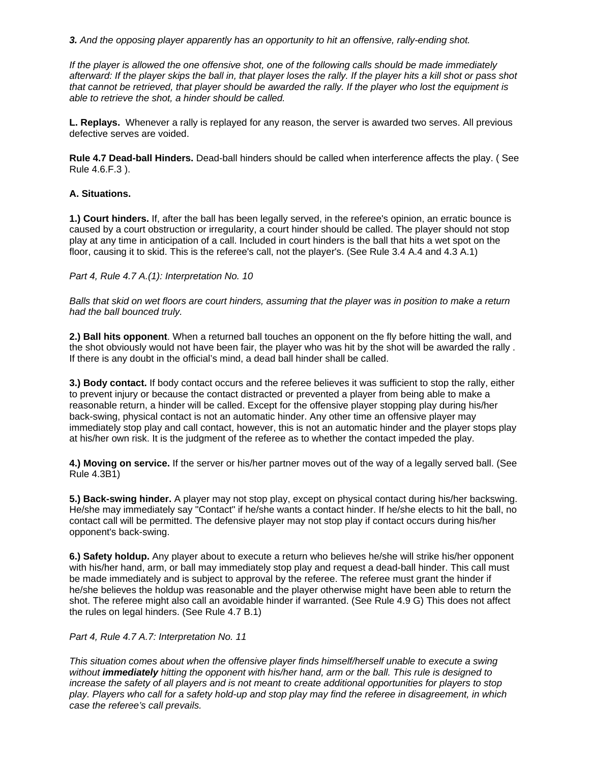***3.*** *And the opposing player apparently has an opportunity to hit an offensive, rally-ending shot.*

*If the player is allowed the one offensive shot, one of the following calls should be made immediately afterward: If the player skips the ball in, that player loses the rally. If the player hits a kill shot or pass shot that cannot be retrieved, that player should be awarded the rally. If the player who lost the equipment is able to retrieve the shot, a hinder should be called.*

**L. Replays.** Whenever a rally is replayed for any reason, the server is awarded two serves. All previous defective serves are voided.

**Rule 4.7 Dead-ball Hinders.** Dead-ball hinders should be called when interference affects the play. ( See Rule 4.6.F.3 ).

**A. Situations.**

**1.) Court hinders.** If, after the ball has been legally served, in the referee's opinion, an erratic bounce is caused by a court obstruction or irregularity, a court hinder should be called. The player should not stop play at any time in anticipation of a call. Included in court hinders is the ball that hits a wet spot on the floor, causing it to skid. This is the referee's call, not the player's. (See Rule 3.4 A.4 and 4.3 A.1)

*Part 4, Rule 4.7 A.(1): Interpretation No. 10*

*Balls that skid on wet floors are court hinders, assuming that the player was in position to make a return had the ball bounced truly.*

**2.) Ball hits opponent**. When a returned ball touches an opponent on the fly before hitting the wall, and the shot obviously would not have been fair, the player who was hit by the shot will be awarded the rally . If there is any doubt in the official's mind, a dead ball hinder shall be called.

**3.) Body contact.** If body contact occurs and the referee believes it was sufficient to stop the rally, either to prevent injury or because the contact distracted or prevented a player from being able to make a reasonable return, a hinder will be called. Except for the offensive player stopping play during his/her back-swing, physical contact is not an automatic hinder. Any other time an offensive player may immediately stop play and call contact, however, this is not an automatic hinder and the player stops play at his/her own risk. It is the judgment of the referee as to whether the contact impeded the play.

**4.) Moving on service.** If the server or his/her partner moves out of the way of a legally served ball. (See Rule 4.3B1)

**5.) Back-swing hinder.** A player may not stop play, except on physical contact during his/her backswing. He/she may immediately say "Contact" if he/she wants a contact hinder. If he/she elects to hit the ball, no contact call will be permitted. The defensive player may not stop play if contact occurs during his/her opponent's back-swing.

**6.) Safety holdup.** Any player about to execute a return who believes he/she will strike his/her opponent with his/her hand, arm, or ball may immediately stop play and request a dead-ball hinder. This call must be made immediately and is subject to approval by the referee. The referee must grant the hinder if he/she believes the holdup was reasonable and the player otherwise might have been able to return the shot. The referee might also call an avoidable hinder if warranted. (See Rule 4.9 G) This does not affect the rules on legal hinders. (See Rule 4.7 B.1)

*Part 4, Rule 4.7 A.7: Interpretation No. 11*

*This situation comes about when the offensive player finds himself/herself unable to execute a swing without **immediately** hitting the opponent with his/her hand, arm or the ball. This rule is designed to increase the safety of all players and is not meant to create additional opportunities for players to stop play. Players who call for a safety hold-up and stop play may find the referee in disagreement, in which case the referee's call prevails.*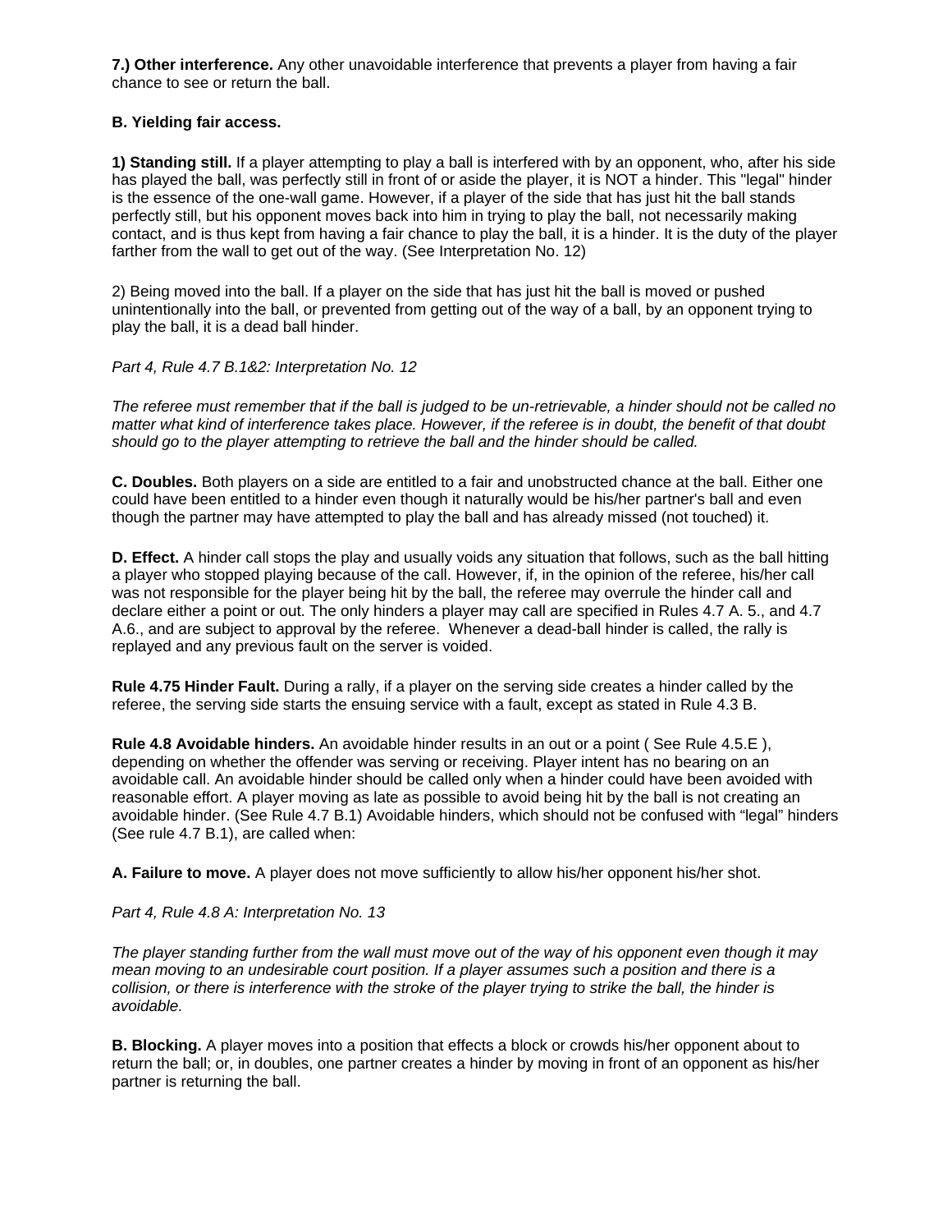**7.) Other interference.** Any other unavoidable interference that prevents a player from having a fair chance to see or return the ball.

**B. Yielding fair access.**

**1) Standing still.** If a player attempting to play a ball is interfered with by an opponent, who, after his side has played the ball, was perfectly still in front of or aside the player, it is NOT a hinder. This "legal" hinder is the essence of the one-wall game. However, if a player of the side that has just hit the ball stands perfectly still, but his opponent moves back into him in trying to play the ball, not necessarily making contact, and is thus kept from having a fair chance to play the ball, it is a hinder. It is the duty of the player farther from the wall to get out of the way. (See Interpretation No. 12)

2) Being moved into the ball. If a player on the side that has just hit the ball is moved or pushed unintentionally into the ball, or prevented from getting out of the way of a ball, by an opponent trying to play the ball, it is a dead ball hinder.

*Part 4, Rule 4.7 B.1&2: Interpretation No. 12*

*The referee must remember that if the ball is judged to be un-retrievable, a hinder should not be called no matter what kind of interference takes place. However, if the referee is in doubt, the benefit of that doubt should go to the player attempting to retrieve the ball and the hinder should be called.*

**C. Doubles.** Both players on a side are entitled to a fair and unobstructed chance at the ball. Either one could have been entitled to a hinder even though it naturally would be his/her partner's ball and even though the partner may have attempted to play the ball and has already missed (not touched) it.

**D. Effect.** A hinder call stops the play and usually voids any situation that follows, such as the ball hitting a player who stopped playing because of the call. However, if, in the opinion of the referee, his/her call was not responsible for the player being hit by the ball, the referee may overrule the hinder call and declare either a point or out. The only hinders a player may call are specified in Rules 4.7 A. 5., and 4.7 A.6., and are subject to approval by the referee. Whenever a dead-ball hinder is called, the rally is replayed and any previous fault on the server is voided.

**Rule 4.75 Hinder Fault.** During a rally, if a player on the serving side creates a hinder called by the referee, the serving side starts the ensuing service with a fault, except as stated in Rule 4.3 B.

**Rule 4.8 Avoidable hinders.** An avoidable hinder results in an out or a point ( See Rule 4.5.E ), depending on whether the offender was serving or receiving. Player intent has no bearing on an avoidable call. An avoidable hinder should be called only when a hinder could have been avoided with reasonable effort. A player moving as late as possible to avoid being hit by the ball is not creating an avoidable hinder. (See Rule 4.7 B.1) Avoidable hinders, which should not be confused with "legal" hinders (See rule 4.7 B.1), are called when:

**A. Failure to move.** A player does not move sufficiently to allow his/her opponent his/her shot.

*Part 4, Rule 4.8 A: Interpretation No. 13*

*The player standing further from the wall must move out of the way of his opponent even though it may mean moving to an undesirable court position. If a player assumes such a position and there is a collision, or there is interference with the stroke of the player trying to strike the ball, the hinder is avoidable.*

**B. Blocking.** A player moves into a position that effects a block or crowds his/her opponent about to return the ball; or, in doubles, one partner creates a hinder by moving in front of an opponent as his/her partner is returning the ball.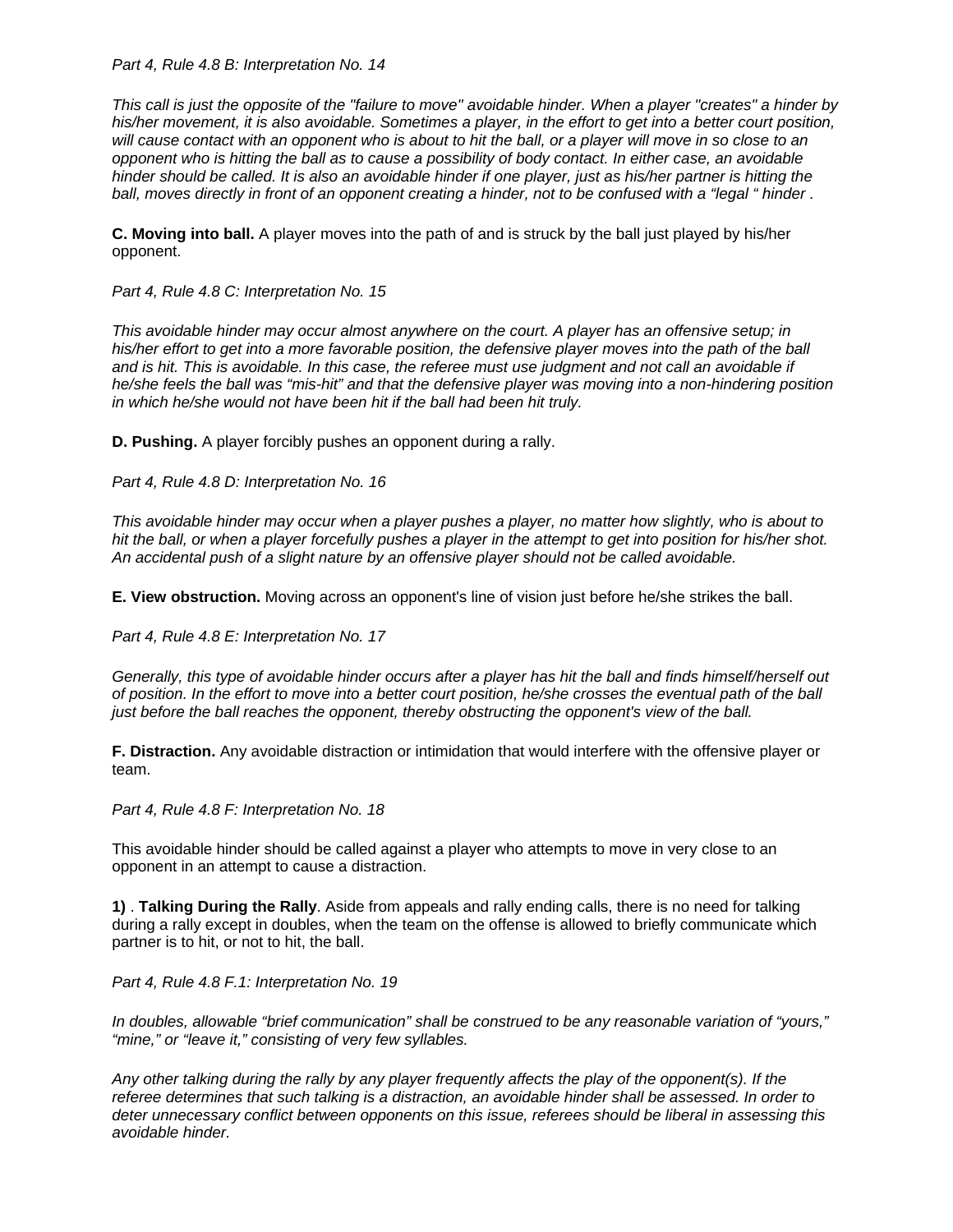*Part 4, Rule 4.8 B: Interpretation No. 14*

*This call is just the opposite of the "failure to move" avoidable hinder. When a player "creates" a hinder by his/her movement, it is also avoidable. Sometimes a player, in the effort to get into a better court position, will cause contact with an opponent who is about to hit the ball, or a player will move in so close to an opponent who is hitting the ball as to cause a possibility of body contact. In either case, an avoidable hinder should be called. It is also an avoidable hinder if one player, just as his/her partner is hitting the ball, moves directly in front of an opponent creating a hinder, not to be confused with a "legal " hinder .*

**C. Moving into ball.** A player moves into the path of and is struck by the ball just played by his/her opponent.

*Part 4, Rule 4.8 C: Interpretation No. 15*

*This avoidable hinder may occur almost anywhere on the court. A player has an offensive setup; in his/her effort to get into a more favorable position, the defensive player moves into the path of the ball and is hit. This is avoidable. In this case, the referee must use judgment and not call an avoidable if he/she feels the ball was "mis-hit" and that the defensive player was moving into a non-hindering position in which he/she would not have been hit if the ball had been hit truly.*

**D. Pushing.** A player forcibly pushes an opponent during a rally.

*Part 4, Rule 4.8 D: Interpretation No. 16*

*This avoidable hinder may occur when a player pushes a player, no matter how slightly, who is about to hit the ball, or when a player forcefully pushes a player in the attempt to get into position for his/her shot. An accidental push of a slight nature by an offensive player should not be called avoidable.*

**E. View obstruction.** Moving across an opponent's line of vision just before he/she strikes the ball.

*Part 4, Rule 4.8 E: Interpretation No. 17*

*Generally, this type of avoidable hinder occurs after a player has hit the ball and finds himself/herself out of position. In the effort to move into a better court position, he/she crosses the eventual path of the ball just before the ball reaches the opponent, thereby obstructing the opponent's view of the ball.*

**F. Distraction.** Any avoidable distraction or intimidation that would interfere with the offensive player or team.

*Part 4, Rule 4.8 F: Interpretation No. 18*

This avoidable hinder should be called against a player who attempts to move in very close to an opponent in an attempt to cause a distraction.

**1)** . **Talking During the Rally**. Aside from appeals and rally ending calls, there is no need for talking during a rally except in doubles, when the team on the offense is allowed to briefly communicate which partner is to hit, or not to hit, the ball.

*Part 4, Rule 4.8 F.1: Interpretation No. 19*

*In doubles, allowable "brief communication" shall be construed to be any reasonable variation of "yours," "mine," or "leave it," consisting of very few syllables.*

*Any other talking during the rally by any player frequently affects the play of the opponent(s). If the referee determines that such talking is a distraction, an avoidable hinder shall be assessed. In order to deter unnecessary conflict between opponents on this issue, referees should be liberal in assessing this avoidable hinder.*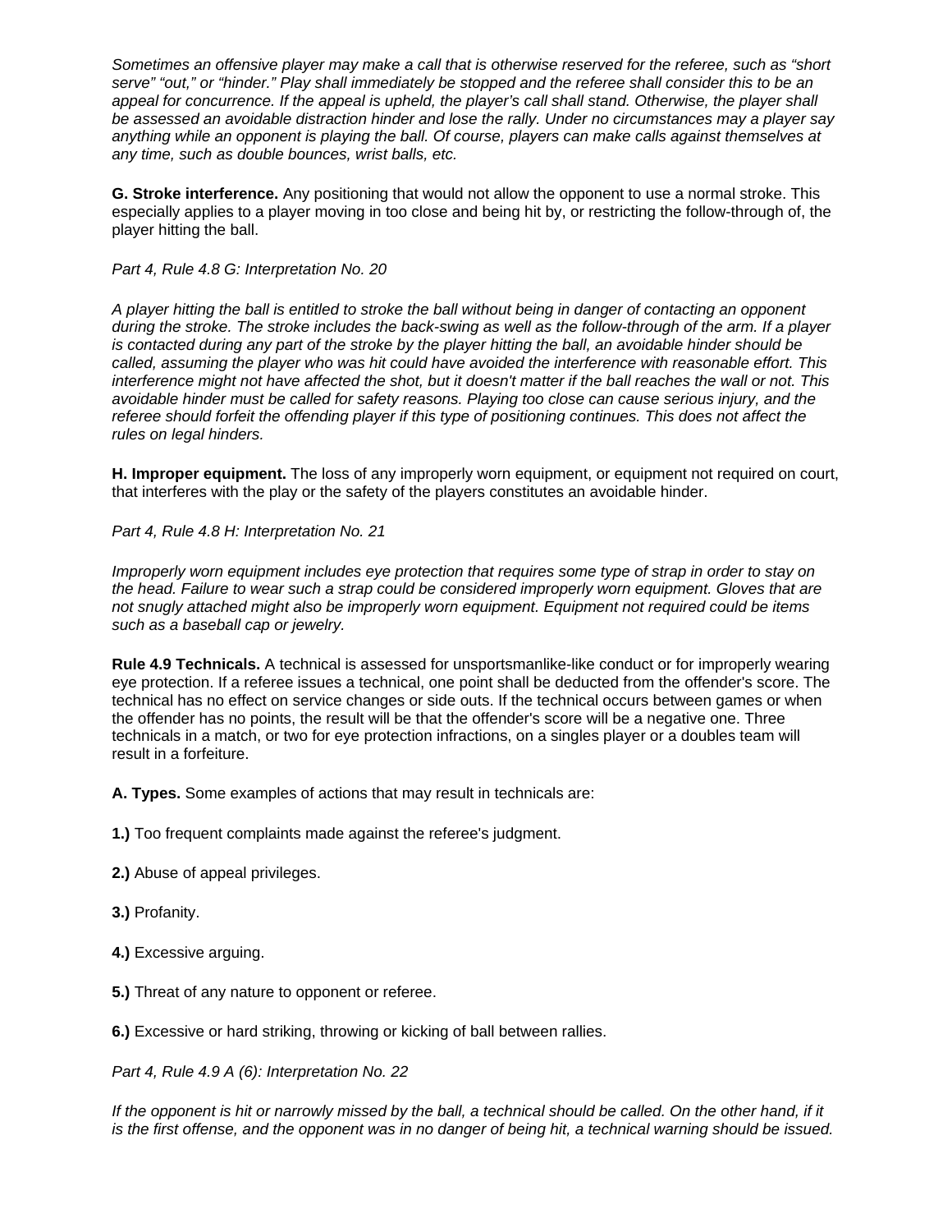*Sometimes an offensive player may make a call that is otherwise reserved for the referee, such as "short serve" "out," or "hinder." Play shall immediately be stopped and the referee shall consider this to be an appeal for concurrence. If the appeal is upheld, the player's call shall stand. Otherwise, the player shall be assessed an avoidable distraction hinder and lose the rally. Under no circumstances may a player say anything while an opponent is playing the ball. Of course, players can make calls against themselves at any time, such as double bounces, wrist balls, etc.*

**G. Stroke interference.** Any positioning that would not allow the opponent to use a normal stroke. This especially applies to a player moving in too close and being hit by, or restricting the follow-through of, the player hitting the ball.

*Part 4, Rule 4.8 G: Interpretation No. 20*

*A player hitting the ball is entitled to stroke the ball without being in danger of contacting an opponent during the stroke. The stroke includes the back-swing as well as the follow-through of the arm. If a player is contacted during any part of the stroke by the player hitting the ball, an avoidable hinder should be called, assuming the player who was hit could have avoided the interference with reasonable effort. This interference might not have affected the shot, but it doesn't matter if the ball reaches the wall or not. This avoidable hinder must be called for safety reasons. Playing too close can cause serious injury, and the referee should forfeit the offending player if this type of positioning continues. This does not affect the rules on legal hinders.*

**H. Improper equipment.** The loss of any improperly worn equipment, or equipment not required on court, that interferes with the play or the safety of the players constitutes an avoidable hinder.

*Part 4, Rule 4.8 H: Interpretation No. 21*

*Improperly worn equipment includes eye protection that requires some type of strap in order to stay on the head. Failure to wear such a strap could be considered improperly worn equipment. Gloves that are not snugly attached might also be improperly worn equipment. Equipment not required could be items such as a baseball cap or jewelry.*

**Rule 4.9 Technicals.** A technical is assessed for unsportsmanlike-like conduct or for improperly wearing eye protection. If a referee issues a technical, one point shall be deducted from the offender's score. The technical has no effect on service changes or side outs. If the technical occurs between games or when the offender has no points, the result will be that the offender's score will be a negative one. Three technicals in a match, or two for eye protection infractions, on a singles player or a doubles team will result in a forfeiture.

**A. Types.** Some examples of actions that may result in technicals are:

**1.)** Too frequent complaints made against the referee's judgment.

**2.)** Abuse of appeal privileges.

**3.)** Profanity.

**4.)** Excessive arguing.

**5.)** Threat of any nature to opponent or referee.

**6.)** Excessive or hard striking, throwing or kicking of ball between rallies.

*Part 4, Rule 4.9 A (6): Interpretation No. 22*

*If the opponent is hit or narrowly missed by the ball, a technical should be called. On the other hand, if it is the first offense, and the opponent was in no danger of being hit, a technical warning should be issued.*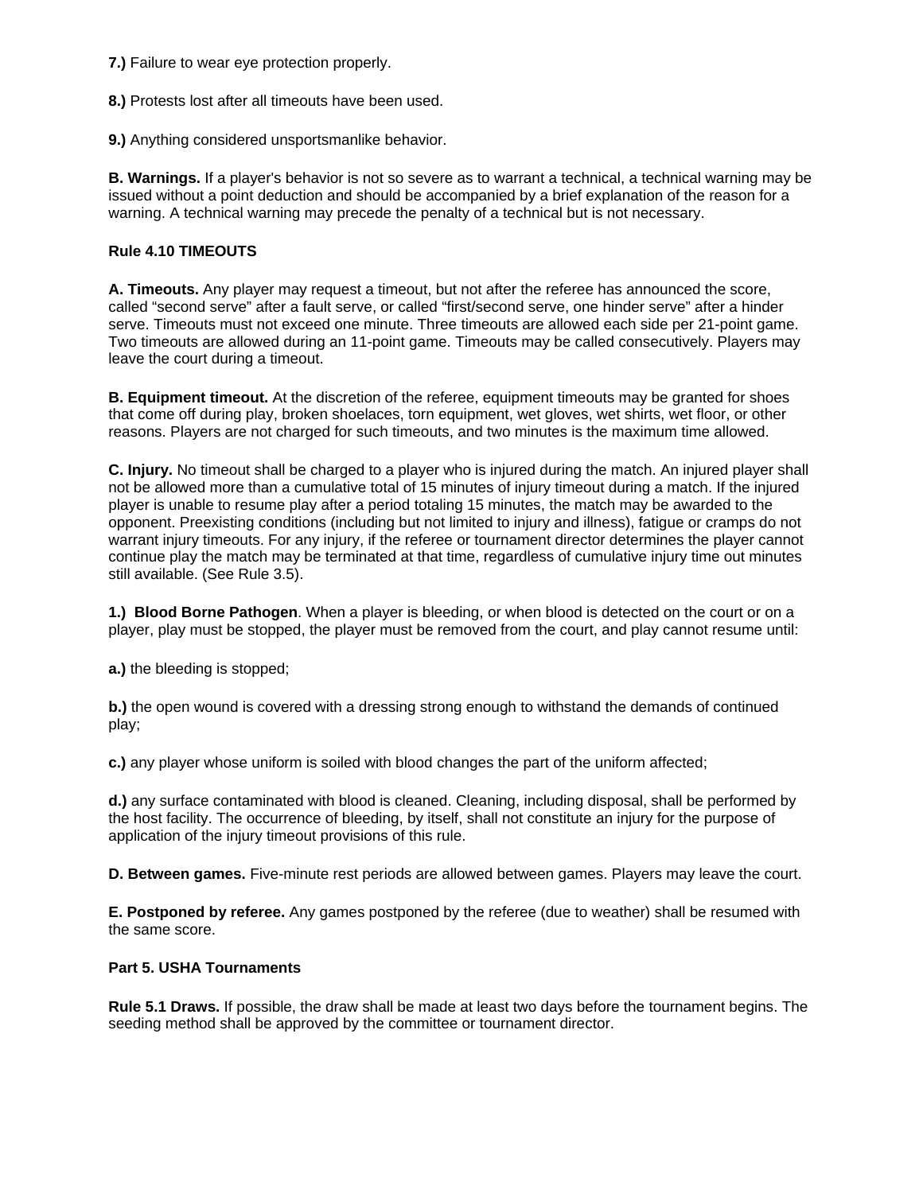**7.)** Failure to wear eye protection properly.

**8.)** Protests lost after all timeouts have been used.

**9.)** Anything considered unsportsmanlike behavior.

**B. Warnings.** If a player's behavior is not so severe as to warrant a technical, a technical warning may be issued without a point deduction and should be accompanied by a brief explanation of the reason for a warning. A technical warning may precede the penalty of a technical but is not necessary.

**Rule 4.10 TIMEOUTS**

**A. Timeouts.** Any player may request a timeout, but not after the referee has announced the score, called "second serve" after a fault serve, or called "first/second serve, one hinder serve" after a hinder serve. Timeouts must not exceed one minute. Three timeouts are allowed each side per 21-point game. Two timeouts are allowed during an 11-point game. Timeouts may be called consecutively. Players may leave the court during a timeout.

**B. Equipment timeout.** At the discretion of the referee, equipment timeouts may be granted for shoes that come off during play, broken shoelaces, torn equipment, wet gloves, wet shirts, wet floor, or other reasons. Players are not charged for such timeouts, and two minutes is the maximum time allowed.

**C. Injury.** No timeout shall be charged to a player who is injured during the match. An injured player shall not be allowed more than a cumulative total of 15 minutes of injury timeout during a match. If the injured player is unable to resume play after a period totaling 15 minutes, the match may be awarded to the opponent. Preexisting conditions (including but not limited to injury and illness), fatigue or cramps do not warrant injury timeouts. For any injury, if the referee or tournament director determines the player cannot continue play the match may be terminated at that time, regardless of cumulative injury time out minutes still available. (See Rule 3.5).

**1.) Blood Borne Pathogen**. When a player is bleeding, or when blood is detected on the court or on a player, play must be stopped, the player must be removed from the court, and play cannot resume until:

**a.)** the bleeding is stopped;

**b.)** the open wound is covered with a dressing strong enough to withstand the demands of continued play;

**c.)** any player whose uniform is soiled with blood changes the part of the uniform affected;

**d.)** any surface contaminated with blood is cleaned. Cleaning, including disposal, shall be performed by the host facility. The occurrence of bleeding, by itself, shall not constitute an injury for the purpose of application of the injury timeout provisions of this rule.

**D. Between games.** Five-minute rest periods are allowed between games. Players may leave the court.

**E. Postponed by referee.** Any games postponed by the referee (due to weather) shall be resumed with the same score.

**Part 5. USHA Tournaments**

**Rule 5.1 Draws.** If possible, the draw shall be made at least two days before the tournament begins. The seeding method shall be approved by the committee or tournament director.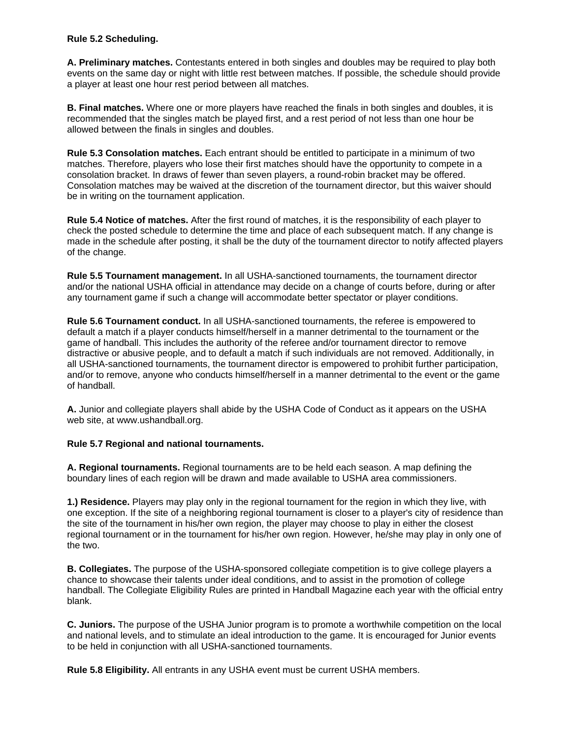**Rule 5.2 Scheduling.**

**A. Preliminary matches.** Contestants entered in both singles and doubles may be required to play both events on the same day or night with little rest between matches. If possible, the schedule should provide a player at least one hour rest period between all matches.

**B. Final matches.** Where one or more players have reached the finals in both singles and doubles, it is recommended that the singles match be played first, and a rest period of not less than one hour be allowed between the finals in singles and doubles.

**Rule 5.3 Consolation matches.** Each entrant should be entitled to participate in a minimum of two matches. Therefore, players who lose their first matches should have the opportunity to compete in a consolation bracket. In draws of fewer than seven players, a round-robin bracket may be offered. Consolation matches may be waived at the discretion of the tournament director, but this waiver should be in writing on the tournament application.

**Rule 5.4 Notice of matches.** After the first round of matches, it is the responsibility of each player to check the posted schedule to determine the time and place of each subsequent match. If any change is made in the schedule after posting, it shall be the duty of the tournament director to notify affected players of the change.

**Rule 5.5 Tournament management.** In all USHA-sanctioned tournaments, the tournament director and/or the national USHA official in attendance may decide on a change of courts before, during or after any tournament game if such a change will accommodate better spectator or player conditions.

**Rule 5.6 Tournament conduct.** In all USHA-sanctioned tournaments, the referee is empowered to default a match if a player conducts himself/herself in a manner detrimental to the tournament or the game of handball. This includes the authority of the referee and/or tournament director to remove distractive or abusive people, and to default a match if such individuals are not removed. Additionally, in all USHA-sanctioned tournaments, the tournament director is empowered to prohibit further participation, and/or to remove, anyone who conducts himself/herself in a manner detrimental to the event or the game of handball.

**A.** Junior and collegiate players shall abide by the USHA Code of Conduct as it appears on the USHA web site, at www.ushandball.org.

**Rule 5.7 Regional and national tournaments.**

**A. Regional tournaments.** Regional tournaments are to be held each season. A map defining the boundary lines of each region will be drawn and made available to USHA area commissioners.

**1.) Residence.** Players may play only in the regional tournament for the region in which they live, with one exception. If the site of a neighboring regional tournament is closer to a player's city of residence than the site of the tournament in his/her own region, the player may choose to play in either the closest regional tournament or in the tournament for his/her own region. However, he/she may play in only one of the two.

**B. Collegiates.** The purpose of the USHA-sponsored collegiate competition is to give college players a chance to showcase their talents under ideal conditions, and to assist in the promotion of college handball. The Collegiate Eligibility Rules are printed in Handball Magazine each year with the official entry blank.

**C. Juniors.** The purpose of the USHA Junior program is to promote a worthwhile competition on the local and national levels, and to stimulate an ideal introduction to the game. It is encouraged for Junior events to be held in conjunction with all USHA-sanctioned tournaments.

**Rule 5.8 Eligibility.** All entrants in any USHA event must be current USHA members.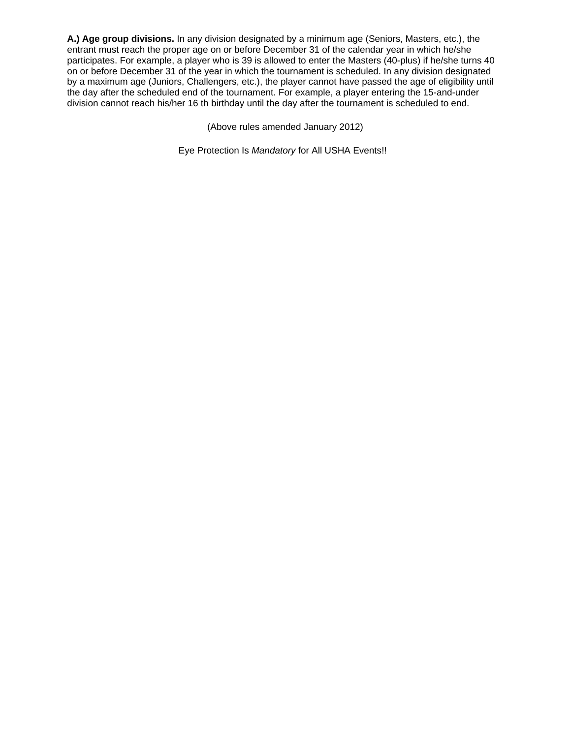**A.) Age group divisions.** In any division designated by a minimum age (Seniors, Masters, etc.), the entrant must reach the proper age on or before December 31 of the calendar year in which he/she participates. For example, a player who is 39 is allowed to enter the Masters (40-plus) if he/she turns 40 on or before December 31 of the year in which the tournament is scheduled. In any division designated by a maximum age (Juniors, Challengers, etc.), the player cannot have passed the age of eligibility until the day after the scheduled end of the tournament. For example, a player entering the 15-and-under division cannot reach his/her 16 th birthday until the day after the tournament is scheduled to end.

(Above rules amended January 2012)

Eye Protection Is *Mandatory* for All USHA Events!!